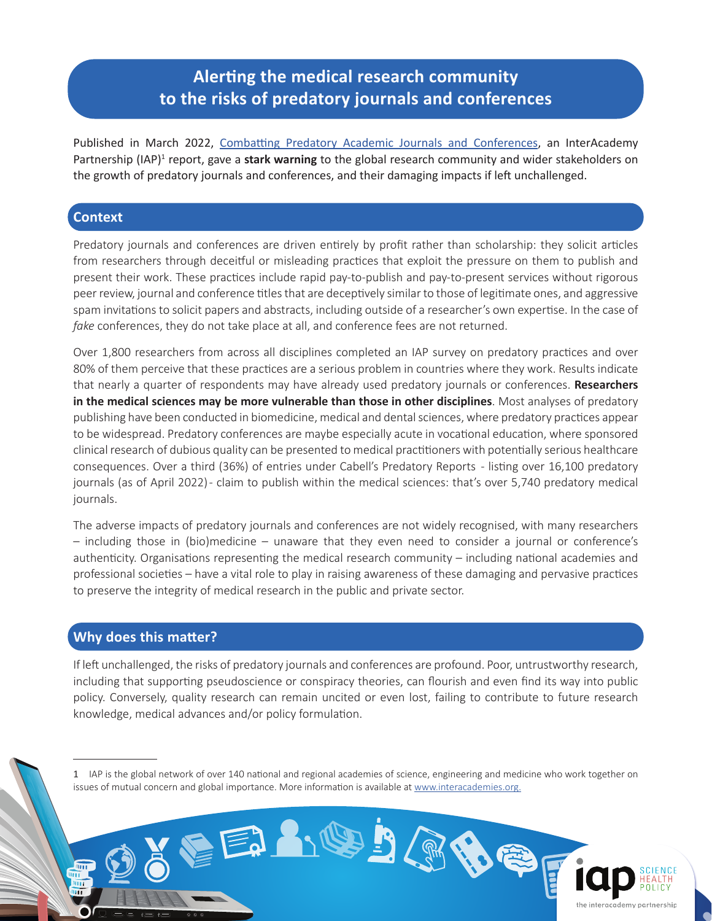# Alerting the medical research community to the risks of predatory journals and conferences

Published in March 2022, [Combatting Predatory Academic Journals and Conferences](#), an InterAcademy Partnership (IAP)[1] report, gave a **stark warning** to the global research community and wider stakeholders on the growth of predatory journals and conferences, and their damaging impacts if left unchallenged.

## Context

Predatory journals and conferences are driven entirely by profit rather than scholarship: they solicit articles from researchers through deceitful or misleading practices that exploit the pressure on them to publish and present their work. These practices include rapid pay-to-publish and pay-to-present services without rigorous peer review, journal and conference titles that are deceptively similar to those of legitimate ones, and aggressive spam invitations to solicit papers and abstracts, including outside of a researcher's own expertise. In the case of *fake* conferences, they do not take place at all, and conference fees are not returned.

Over 1,800 researchers from across all disciplines completed an IAP survey on predatory practices and over 80% of them perceive that these practices are a serious problem in countries where they work. Results indicate that nearly a quarter of respondents may have already used predatory journals or conferences. **Researchers in the medical sciences may be more vulnerable than those in other disciplines**. Most analyses of predatory publishing have been conducted in biomedicine, medical and dental sciences, where predatory practices appear to be widespread. Predatory conferences are maybe especially acute in vocational education, where sponsored clinical research of dubious quality can be presented to medical practitioners with potentially serious healthcare consequences. Over a third (36%) of entries under Cabell's Predatory Reports - listing over 16,100 predatory journals (as of April 2022) - claim to publish within the medical sciences: that's over 5,740 predatory medical journals.

The adverse impacts of predatory journals and conferences are not widely recognised, with many researchers – including those in (bio)medicine – unaware that they even need to consider a journal or conference's authenticity. Organisations representing the medical research community – including national academies and professional societies – have a vital role to play in raising awareness of these damaging and pervasive practices to preserve the integrity of medical research in the public and private sector.

## Why does this matter?

If left unchallenged, the risks of predatory journals and conferences are profound. Poor, untrustworthy research, including that supporting pseudoscience or conspiracy theories, can flourish and even find its way into public policy. Conversely, quality research can remain uncited or even lost, failing to contribute to future research knowledge, medical advances and/or policy formulation.

---

1 IAP is the global network of over 140 national and regional academies of science, engineering and medicine who work together on issues of mutual concern and global importance. More information is available at [www.interacademies.org.](http://www.interacademies.org)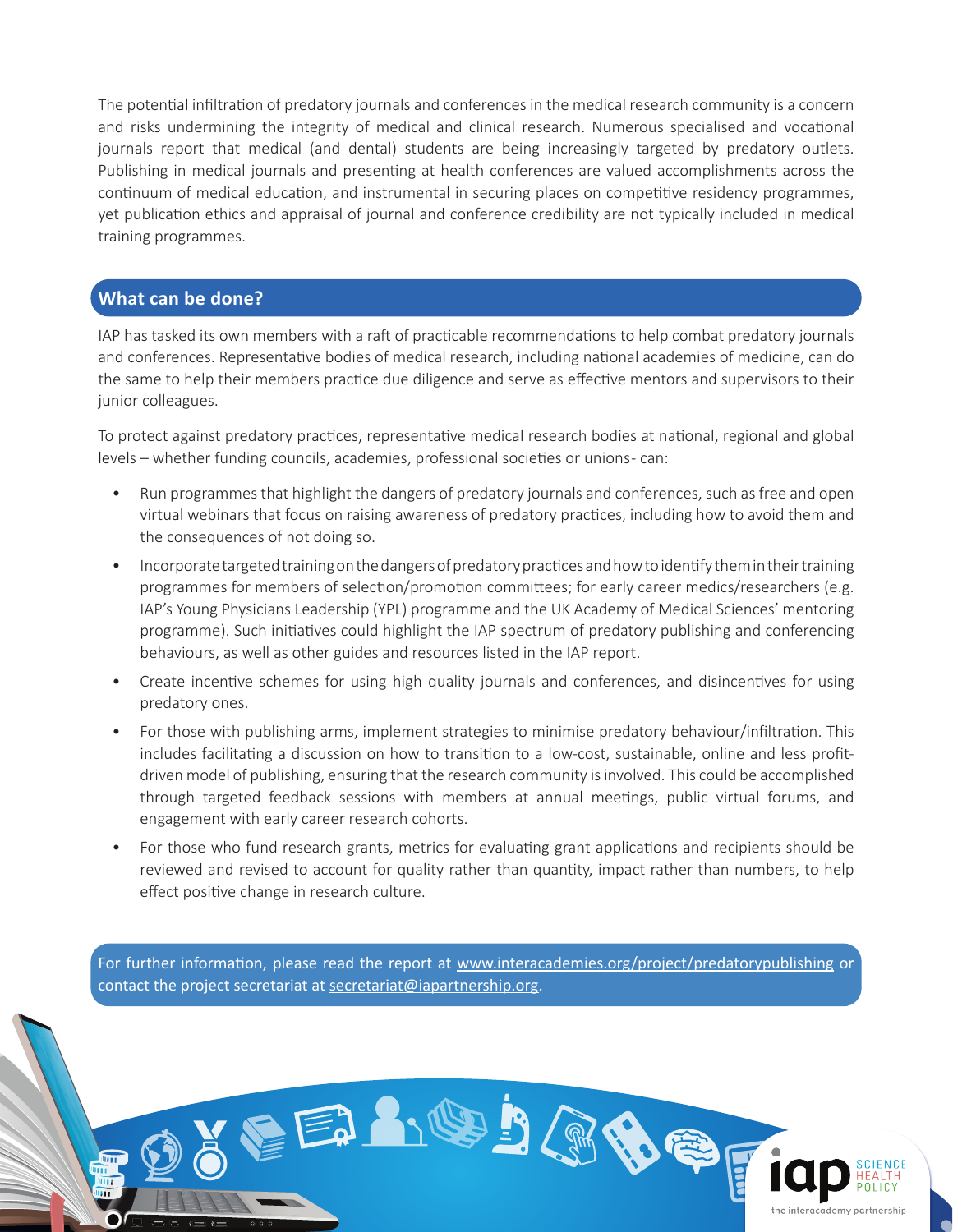The potential infiltration of predatory journals and conferences in the medical research community is a concern and risks undermining the integrity of medical and clinical research. Numerous specialised and vocational journals report that medical (and dental) students are being increasingly targeted by predatory outlets. Publishing in medical journals and presenting at health conferences are valued accomplishments across the continuum of medical education, and instrumental in securing places on competitive residency programmes, yet publication ethics and appraisal of journal and conference credibility are not typically included in medical training programmes.

## What can be done?

IAP has tasked its own members with a raft of practicable recommendations to help combat predatory journals and conferences. Representative bodies of medical research, including national academies of medicine, can do the same to help their members practice due diligence and serve as effective mentors and supervisors to their junior colleagues.

To protect against predatory practices, representative medical research bodies at national, regional and global levels – whether funding councils, academies, professional societies or unions- can:

- Run programmes that highlight the dangers of predatory journals and conferences, such as free and open virtual webinars that focus on raising awareness of predatory practices, including how to avoid them and the consequences of not doing so.
- Incorporate targeted training on the dangers of predatory practices and how to identify them in their training programmes for members of selection/promotion committees; for early career medics/researchers (e.g. IAP's Young Physicians Leadership (YPL) programme and the UK Academy of Medical Sciences' mentoring programme). Such initiatives could highlight the IAP spectrum of predatory publishing and conferencing behaviours, as well as other guides and resources listed in the IAP report.
- Create incentive schemes for using high quality journals and conferences, and disincentives for using predatory ones.
- For those with publishing arms, implement strategies to minimise predatory behaviour/infiltration. This includes facilitating a discussion on how to transition to a low-cost, sustainable, online and less profit-driven model of publishing, ensuring that the research community is involved. This could be accomplished through targeted feedback sessions with members at annual meetings, public virtual forums, and engagement with early career research cohorts.
- For those who fund research grants, metrics for evaluating grant applications and recipients should be reviewed and revised to account for quality rather than quantity, impact rather than numbers, to help effect positive change in research culture.

For further information, please read the report at www.interacademies.org/project/predatorypublishing or contact the project secretariat at secretariat@iapartnership.org.

iap SCIENCE HEALTH POLICY

the interacademy partnership